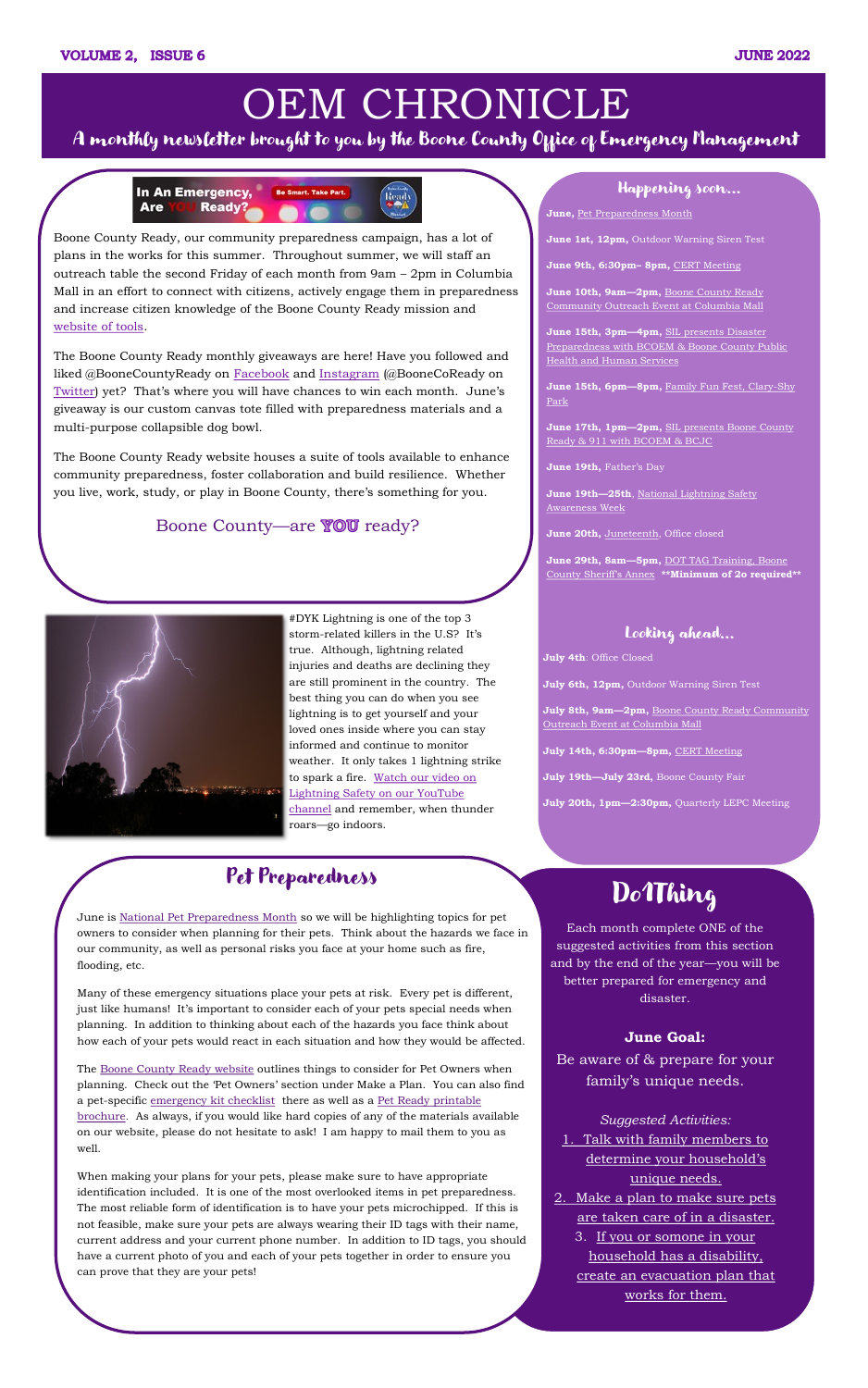# OEM CHRONICLE

**A monthly newsletter brought to you by the Boone County Office of Emergency Management**

In An Emergency, Are YOU Ready? Be Smart. Take Part.

Boone County Ready, our community preparedness campaign, has a lot of plans in the works for this summer. Throughout summer, we will staff an outreach table the second Friday of each month from 9am – 2pm in Columbia Mall in an effort to connect with citizens, actively engage them in preparedness and increase citizen knowledge of the Boone County Ready mission and website of tools.

The Boone County Ready monthly giveaways are here! Have you followed and liked @BooneCountyReady on Facebook and Instagram (@BooneCoReady on Twitter) yet? That's where you will have chances to win each month. June's giveaway is our custom canvas tote filled with preparedness materials and a multi-purpose collapsible dog bowl.

The Boone County Ready website houses a suite of tools available to enhance community preparedness, foster collaboration and build resilience. Whether you live, work, study, or play in Boone County, there's something for you.

Boone County—are **YOU** ready?

#DYK Lightning is one of the top 3 storm-related killers in the U.S? It's true. Although, lightning related injuries and deaths are declining they are still prominent in the country. The best thing you can do when you see lightning is to get yourself and your loved ones inside where you can stay informed and continue to monitor weather. It only takes 1 lightning strike to spark a fire. Watch our video on Lightning Safety on our YouTube channel and remember, when thunder roars—go indoors.

## Pet Preparedness

June is National Pet Preparedness Month so we will be highlighting topics for pet owners to consider when planning for their pets. Think about the hazards we face in our community, as well as personal risks you face at your home such as fire, flooding, etc.

Many of these emergency situations place your pets at risk. Every pet is different, just like humans! It's important to consider each of your pets special needs when planning. In addition to thinking about each of the hazards you face think about how each of your pets would react in each situation and how they would be affected.

The Boone County Ready website outlines things to consider for Pet Owners when planning. Check out the 'Pet Owners' section under Make a Plan. You can also find a pet-specific emergency kit checklist there as well as a Pet Ready printable brochure. As always, if you would like hard copies of any of the materials available on our website, please do not hesitate to ask! I am happy to mail them to you as well.

When making your plans for your pets, please make sure to have appropriate identification included. It is one of the most overlooked items in pet preparedness. The most reliable form of identification is to have your pets microchipped. If this is not feasible, make sure your pets are always wearing their ID tags with their name, current address and your current phone number. In addition to ID tags, you should have a current photo of you and each of your pets together in order to ensure you can prove that they are your pets!

## Happening soon...

**June,** Pet Preparedness Month

**June 1st, 12pm,** Outdoor Warning Siren Test

**June 9th, 6:30pm– 8pm,** CERT Meeting

**June 10th, 9am—2pm,** Boone County Ready Community Outreach Event at Columbia Mall

**June 15th, 3pm—4pm,** SIL presents Disaster Preparedness with BCOEM & Boone County Public Health and Human Services

**June 15th, 6pm—8pm,** Family Fun Fest, Clary-Shy Park

**June 17th, 1pm—2pm,** SIL presents Boone County Ready & 911 with BCOEM & BCJC

**June 19th,** Father's Day

**June 19th—25th,** National Lightning Safety Awareness Week

**June 20th,** Juneteenth, Office closed

**June 29th, 8am—5pm,** DOT TAG Training, Boone County Sheriff's Annex **\*\*Minimum of 20 required\*\***

## Looking ahead...

**July 4th**: Office Closed

**July 6th, 12pm,** Outdoor Warning Siren Test

**July 8th, 9am—2pm,** Boone County Ready Community Outreach Event at Columbia Mall

**July 14th, 6:30pm—8pm,** CERT Meeting

**July 19th—July 23rd,** Boone County Fair

**July 20th, 1pm—2:30pm,** Quarterly LEPC Meeting

## Do1Thing

Each month complete ONE of the suggested activities from this section and by the end of the year—you will be better prepared for emergency and disaster.

**June Goal:**

Be aware of & prepare for your family's unique needs.

*Suggested Activities:*

1. Talk with family members to determine your household's unique needs.
2. Make a plan to make sure pets are taken care of in a disaster.
3. If you or somone in your household has a disability, create an evacuation plan that works for them.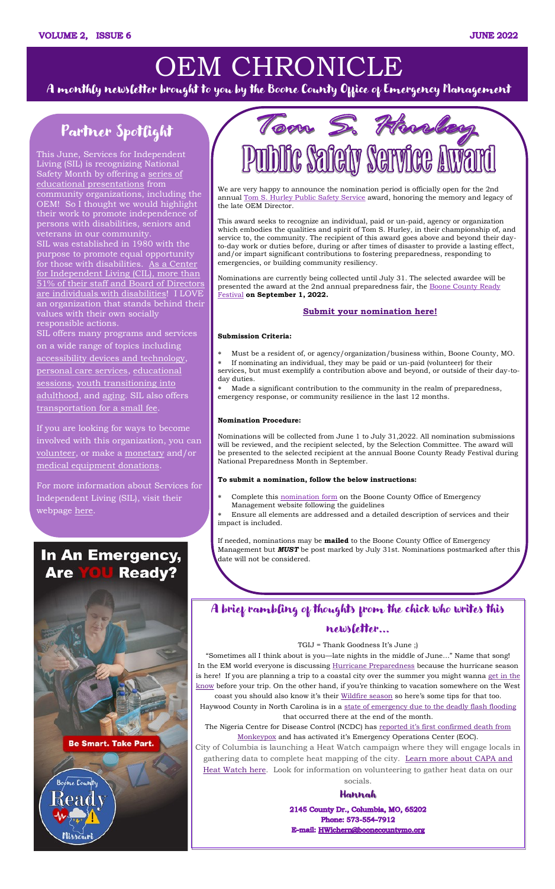# OEM CHRONICLE

**A monthly newsletter brought to you by the Boone County Office of Emergency Management**

## Partner Spotlight

This June, Services for Independent Living (SIL) is recognizing National Safety Month by offering a series of educational presentations from community organizations, including the OEM! So I thought we would highlight their work to promote independence of persons with disabilities, seniors and veterans in our community.

SIL was established in 1980 with the purpose to promote equal opportunity for those with disabilities. As a Center for Independent Living (CIL), more than 51% of their staff and Board of Directors are individuals with disabilities! I LOVE an organization that stands behind their values with their own socially responsible actions.

SIL offers many programs and services on a wide range of topics including accessibility devices and technology, personal care services, educational sessions, youth transitioning into adulthood, and aging. SIL also offers transportation for a small fee.

If you are looking for ways to become involved with this organization, you can volunteer, or make a monetary and/or medical equipment donations.

For more information about Services for Independent Living (SIL), visit their webpage here.

## In An Emergency, Are YOU Ready?

Be Smart. Take Part.

Boone County Ready Missouri

## Tom S. Hurley Public Safety Service Award

We are very happy to announce the nomination period is officially open for the 2nd annual Tom S. Hurley Public Safety Service award, honoring the memory and legacy of the late OEM Director.

This award seeks to recognize an individual, paid or un-paid, agency or organization which embodies the qualities and spirit of Tom S. Hurley, in their championship of, and service to, the community. The recipient of this award goes above and beyond their day-to-day work or duties before, during or after times of disaster to provide a lasting effect, and/or impart significant contributions to fostering preparedness, responding to emergencies, or building community resiliency.

Nominations are currently being collected until July 31. The selected awardee will be presented the award at the 2nd annual preparedness fair, the Boone County Ready Festival **on September 1, 2022.**

**Submit your nomination here!**

**Submission Criteria:**

* Must be a resident of, or agency/organization/business within, Boone County, MO.
* If nominating an individual, they may be paid or un-paid (volunteer) for their services, but must exemplify a contribution above and beyond, or outside of their day-to-day duties.
* Made a significant contribution to the community in the realm of preparedness, emergency response, or community resilience in the last 12 months.

**Nomination Procedure:**

Nominations will be collected from June 1 to July 31,2022. All nomination submissions will be reviewed, and the recipient selected, by the Selection Committee. The award will be presented to the selected recipient at the annual Boone County Ready Festival during National Preparedness Month in September.

**To submit a nomination, follow the below instructions:**

* Complete this nomination form on the Boone County Office of Emergency Management website following the guidelines
* Ensure all elements are addressed and a detailed description of services and their impact is included.

If needed, nominations may be **mailed** to the Boone County Office of Emergency Management but ***MUST*** be post marked by July 31st. Nominations postmarked after this date will not be considered.

## A brief rambling of thoughts from the chick who writes this newsletter...

TGIJ = Thank Goodness It's June ;)

"Sometimes all I think about is you—late nights in the middle of June…" Name that song! In the EM world everyone is discussing Hurricane Preparedness because the hurricane season is here! If you are planning a trip to a coastal city over the summer you might wanna get in the know before your trip. On the other hand, if you're thinking to vacation somewhere on the West coast you should also know it's their Wildfire season so here's some tips for that too.

Haywood County in North Carolina is in a state of emergency due to the deadly flash flooding that occurred there at the end of the month.

The Nigeria Centre for Disease Control (NCDC) has reported it's first confirmed death from Monkeypox and has activated it's Emergency Operations Center (EOC).

City of Columbia is launching a Heat Watch campaign where they will engage locals in gathering data to complete heat mapping of the city. Learn more about CAPA and Heat Watch here. Look for information on volunteering to gather heat data on our socials.

**Hannah**

**2145 County Dr., Columbia, MO, 65202**
**Phone: 573-554-7912**
**E-mail: HWichern@boonecountymo.org**